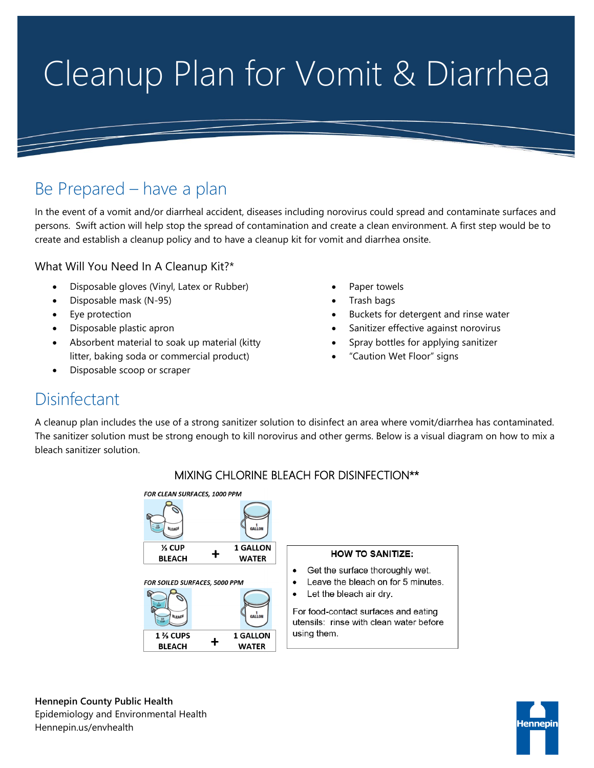# Cleanup Plan for Vomit & Diarrhea

## Be Prepared – have a plan

In the event of a vomit and/or diarrheal accident, diseases including norovirus could spread and contaminate surfaces and persons. Swift action will help stop the spread of contamination and create a clean environment. A first step would be to create and establish a cleanup policy and to have a cleanup kit for vomit and diarrhea onsite.

### What Will You Need In A Cleanup Kit?*

- Disposable gloves (Vinyl, Latex or Rubber)
- Disposable mask (N-95)
- Eye protection
- Disposable plastic apron
- Absorbent material to soak up material (kitty litter, baking soda or commercial product)
- Disposable scoop or scraper
- Paper towels
- Trash bags
- Buckets for detergent and rinse water
- Sanitizer effective against norovirus
- Spray bottles for applying sanitizer
- "Caution Wet Floor" signs

## Disinfectant

A cleanup plan includes the use of a strong sanitizer solution to disinfect an area where vomit/diarrhea has contaminated. The sanitizer solution must be strong enough to kill norovirus and other germs. Below is a visual diagram on how to mix a bleach sanitizer solution.

### MIXING CHLORINE BLEACH FOR DISINFECTION**

*FOR CLEAN SURFACES, 1000 PPM*

| | | |
|---|---|---|
| ⅓ CUP BLEACH | + | 1 GALLON WATER |

*FOR SOILED SURFACES, 5000 PPM*

| | | |
|---|---|---|
| 1 ⅔ CUPS BLEACH | + | 1 GALLON WATER |

**HOW TO SANITIZE:**

- Get the surface thoroughly wet.
- Leave the bleach on for 5 minutes.
- Let the bleach air dry.

For food-contact surfaces and eating utensils: rinse with clean water before using them.

**Hennepin County Public Health**
Epidemiology and Environmental Health
Hennepin.us/envhealth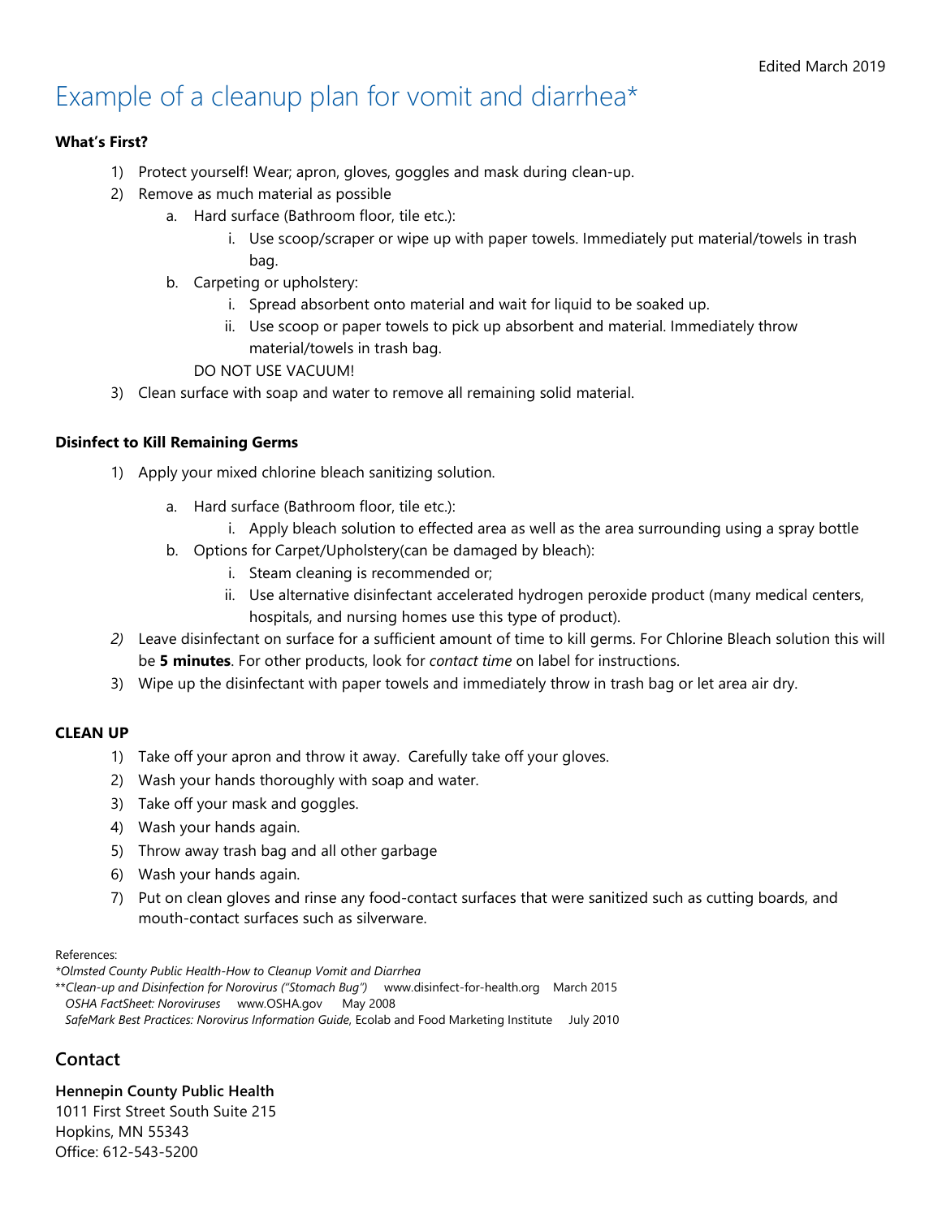Edited March 2019

# Example of a cleanup plan for vomit and diarrhea*

**What's First?**

1) Protect yourself! Wear; apron, gloves, goggles and mask during clean-up.
2) Remove as much material as possible
    a. Hard surface (Bathroom floor, tile etc.):
        i. Use scoop/scraper or wipe up with paper towels. Immediately put material/towels in trash bag.
    b. Carpeting or upholstery:
        i. Spread absorbent onto material and wait for liquid to be soaked up.
        ii. Use scoop or paper towels to pick up absorbent and material. Immediately throw material/towels in trash bag.

    DO NOT USE VACUUM!
3) Clean surface with soap and water to remove all remaining solid material.

**Disinfect to Kill Remaining Germs**

1) Apply your mixed chlorine bleach sanitizing solution.
    a. Hard surface (Bathroom floor, tile etc.):
        i. Apply bleach solution to effected area as well as the area surrounding using a spray bottle
    b. Options for Carpet/Upholstery(can be damaged by bleach):
        i. Steam cleaning is recommended or;
        ii. Use alternative disinfectant accelerated hydrogen peroxide product (many medical centers, hospitals, and nursing homes use this type of product).
2) Leave disinfectant on surface for a sufficient amount of time to kill germs. For Chlorine Bleach solution this will be **5 minutes**. For other products, look for *contact time* on label for instructions.
3) Wipe up the disinfectant with paper towels and immediately throw in trash bag or let area air dry.

**CLEAN UP**

1) Take off your apron and throw it away. Carefully take off your gloves.
2) Wash your hands thoroughly with soap and water.
3) Take off your mask and goggles.
4) Wash your hands again.
5) Throw away trash bag and all other garbage
6) Wash your hands again.
7) Put on clean gloves and rinse any food-contact surfaces that were sanitized such as cutting boards, and mouth-contact surfaces such as silverware.

References:

**Olmsted County Public Health-How to Cleanup Vomit and Diarrhea*

***Clean-up and Disinfection for Norovirus ("Stomach Bug")* www.disinfect-for-health.org March 2015

*OSHA FactSheet: Noroviruses* www.OSHA.gov May 2008

*SafeMark Best Practices: Norovirus Information Guide*, Ecolab and Food Marketing Institute July 2010

## Contact

**Hennepin County Public Health**
1011 First Street South Suite 215
Hopkins, MN 55343
Office: 612-543-5200